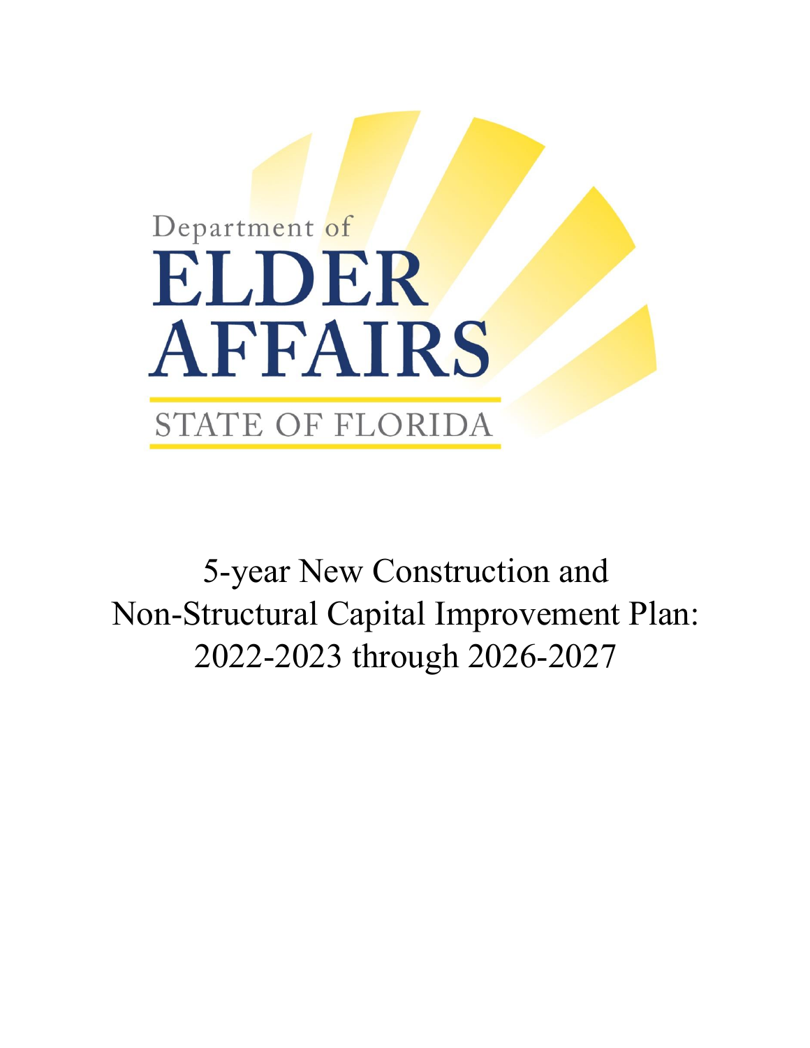Department of

ELDER AFFAIRS

STATE OF FLORIDA

# 5-year New Construction and Non-Structural Capital Improvement Plan: 2022-2023 through 2026-2027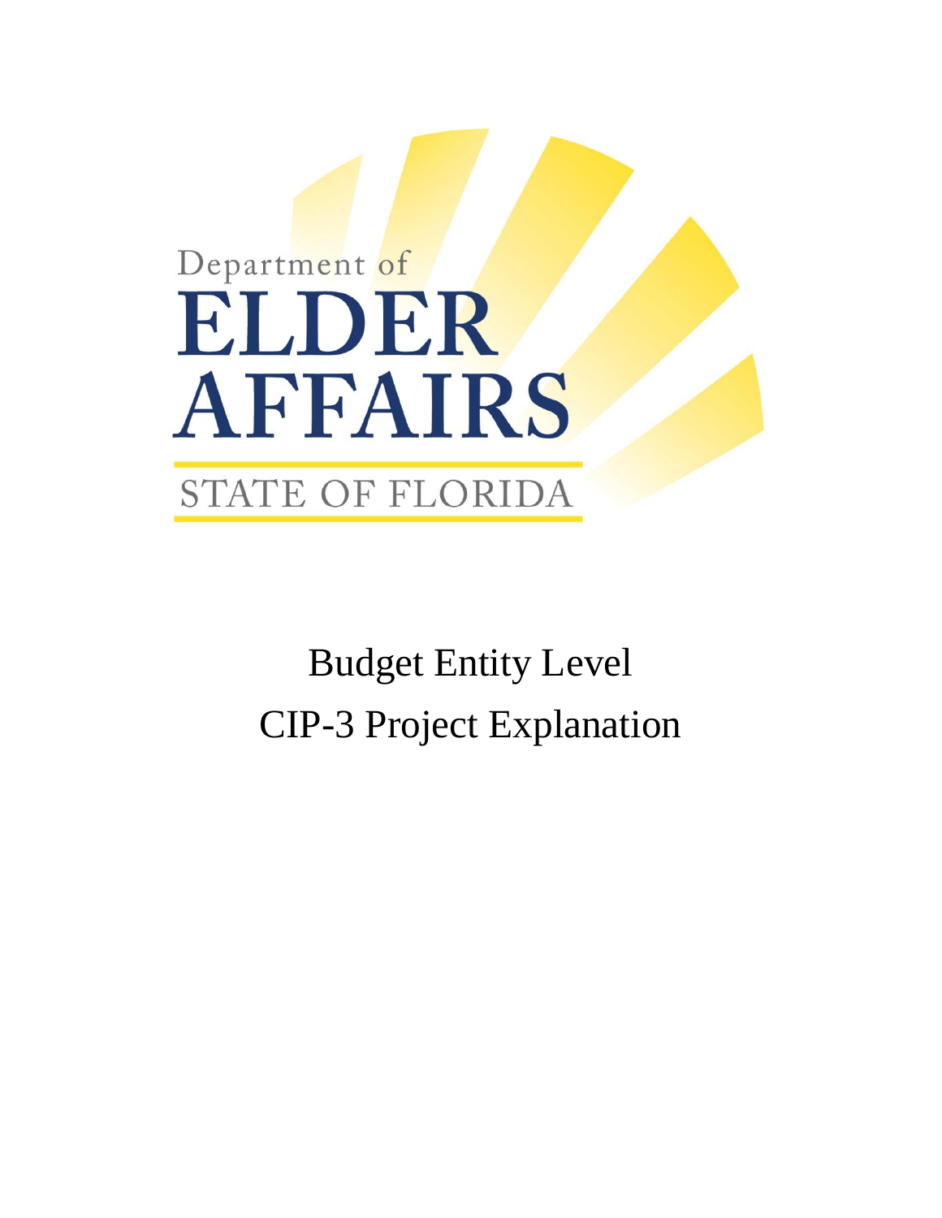Department of
ELDER
AFFAIRS
STATE OF FLORIDA

# Budget Entity Level
# CIP-3 Project Explanation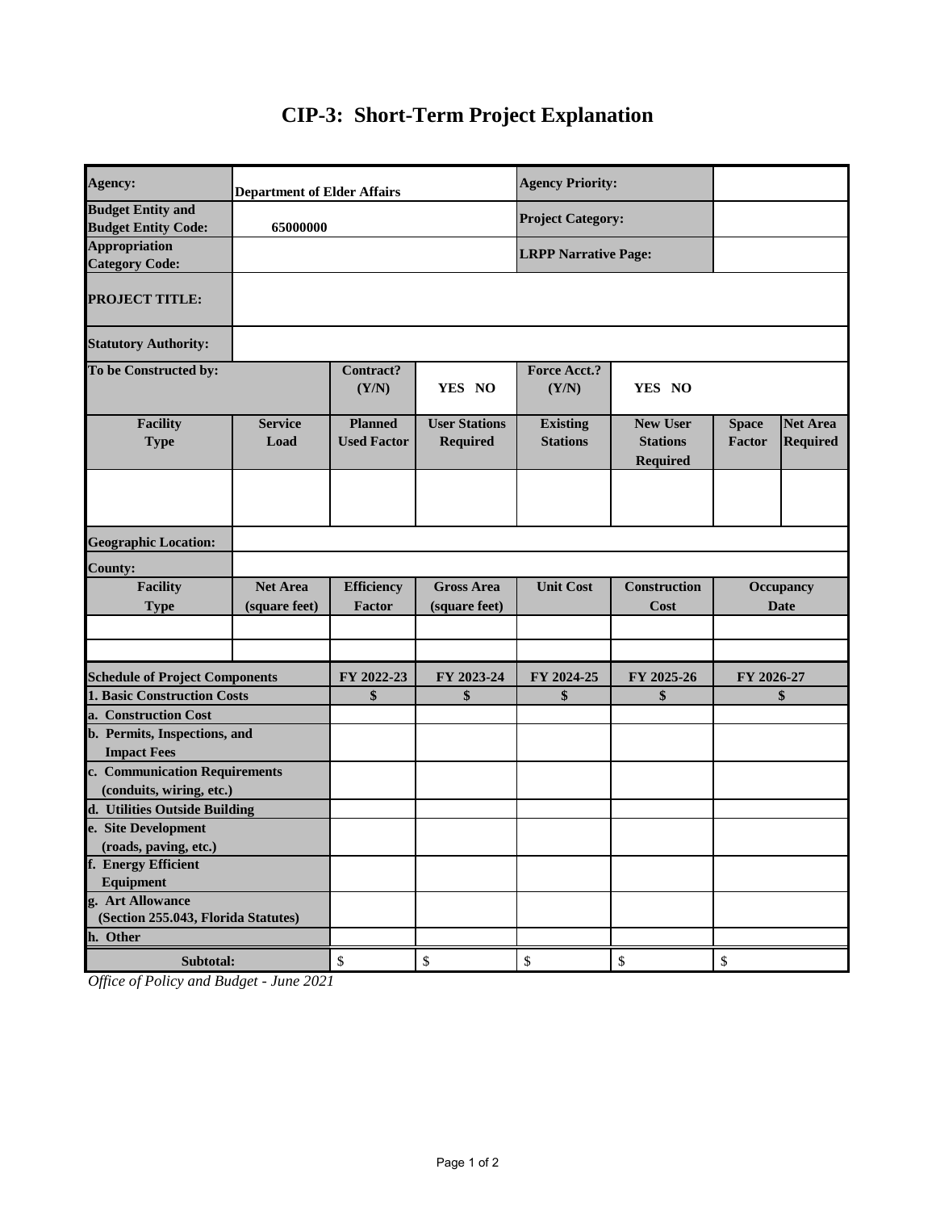# CIP-3: Short-Term Project Explanation

| | | | | | | | |
|---|---|---|---|---|---|---|---|
| **Agency:** | **Department of Elder Affairs** | | | **Agency Priority:** | | | |
| **Budget Entity and Budget Entity Code:** | **65000000** | | | **Project Category:** | | | |
| **Appropriation Category Code:** | | | | **LRPP Narrative Page:** | | | |
| **PROJECT TITLE:** | | | | | | | |
| **Statutory Authority:** | | | | | | | |
| **To be Constructed by:** | | **Contract? (Y/N)** | **YES NO** | **Force Acct.? (Y/N)** | **YES NO** | | |
| **Facility Type** | **Service Load** | **Planned Used Factor** | **User Stations Required** | **Existing Stations** | **New User Stations Required** | **Space Factor** | **Net Area Required** |
| | | | | | | | |
| **Geographic Location:** | | | | | | | |
| **County:** | | | | | | | |
| **Facility Type** | **Net Area (square feet)** | **Efficiency Factor** | **Gross Area (square feet)** | **Unit Cost** | **Construction Cost** | **Occupancy Date** | |
| | | | | | | | |
| | | | | | | | |

| **Schedule of Project Components** | **FY 2022-23** | **FY 2023-24** | **FY 2024-25** | **FY 2025-26** | **FY 2026-27** |
|---|---|---|---|---|---|
| **1. Basic Construction Costs** | **$** | **$** | **$** | **$** | **$** |
| **a. Construction Cost** | | | | | |
| **b. Permits, Inspections, and Impact Fees** | | | | | |
| **c. Communication Requirements (conduits, wiring, etc.)** | | | | | |
| **d. Utilities Outside Building** | | | | | |
| **e. Site Development (roads, paving, etc.)** | | | | | |
| **f. Energy Efficient Equipment** | | | | | |
| **g. Art Allowance (Section 255.043, Florida Statutes)** | | | | | |
| **h. Other** | | | | | |
| **Subtotal:** | $ | $ | $ | $ | $ |

*Office of Policy and Budget - June 2021*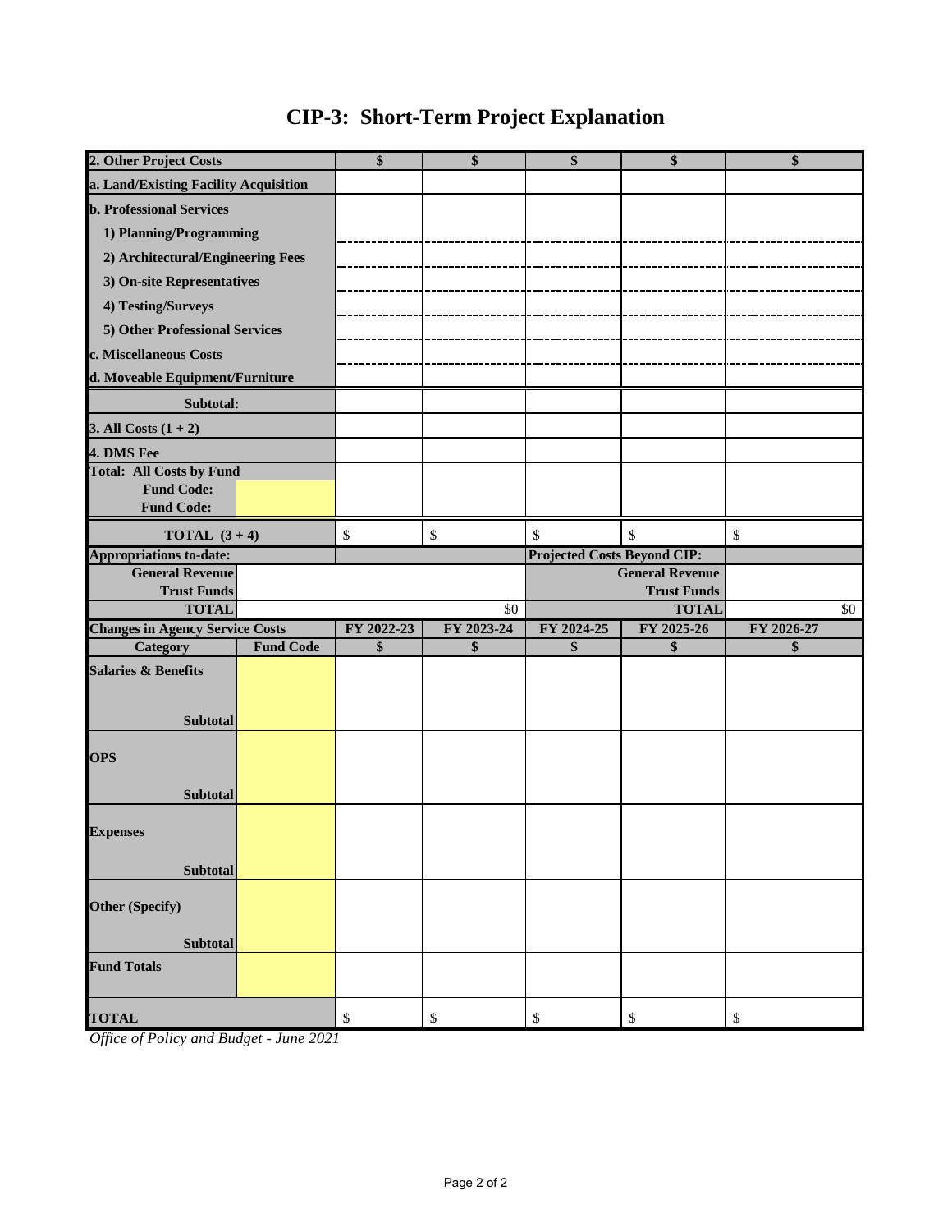# CIP-3: Short-Term Project Explanation

| 2. Other Project Costs | | $ | $ | $ | $ | $ |
|---|---|---|---|---|---|---|
| a. Land/Existing Facility Acquisition | | | | | | |
| b. Professional Services | | | | | | |
| 1) Planning/Programming | | | | | | |
| 2) Architectural/Engineering Fees | | | | | | |
| 3) On-site Representatives | | | | | | |
| 4) Testing/Surveys | | | | | | |
| 5) Other Professional Services | | | | | | |
| c. Miscellaneous Costs | | | | | | |
| d. Moveable Equipment/Furniture | | | | | | |
| Subtotal: | | | | | | |
| 3. All Costs (1 + 2) | | | | | | |
| 4. DMS Fee | | | | | | |
| Total: All Costs by Fund | | | | | | |
| Fund Code: | | | | | | |
| Fund Code: | | | | | | |
| TOTAL (3 + 4) | | $ | $ | $ | $ | $ |
| Appropriations to-date: | | | | Projected Costs Beyond CIP: | | |
| General Revenue | | | | | General Revenue | |
| Trust Funds | | | | | Trust Funds | |
| TOTAL | | | $0 | | TOTAL | $0 |
| Changes in Agency Service Costs | | FY 2022-23 | FY 2023-24 | FY 2024-25 | FY 2025-26 | FY 2026-27 |
| Category | Fund Code | $ | $ | $ | $ | $ |
| Salaries & Benefits | | | | | | |
| Subtotal | | | | | | |
| OPS | | | | | | |
| Subtotal | | | | | | |
| Expenses | | | | | | |
| Subtotal | | | | | | |
| Other (Specify) | | | | | | |
| Subtotal | | | | | | |
| Fund Totals | | | | | | |
| TOTAL | | $ | $ | $ | $ | $ |

*Office of Policy and Budget - June 2021*